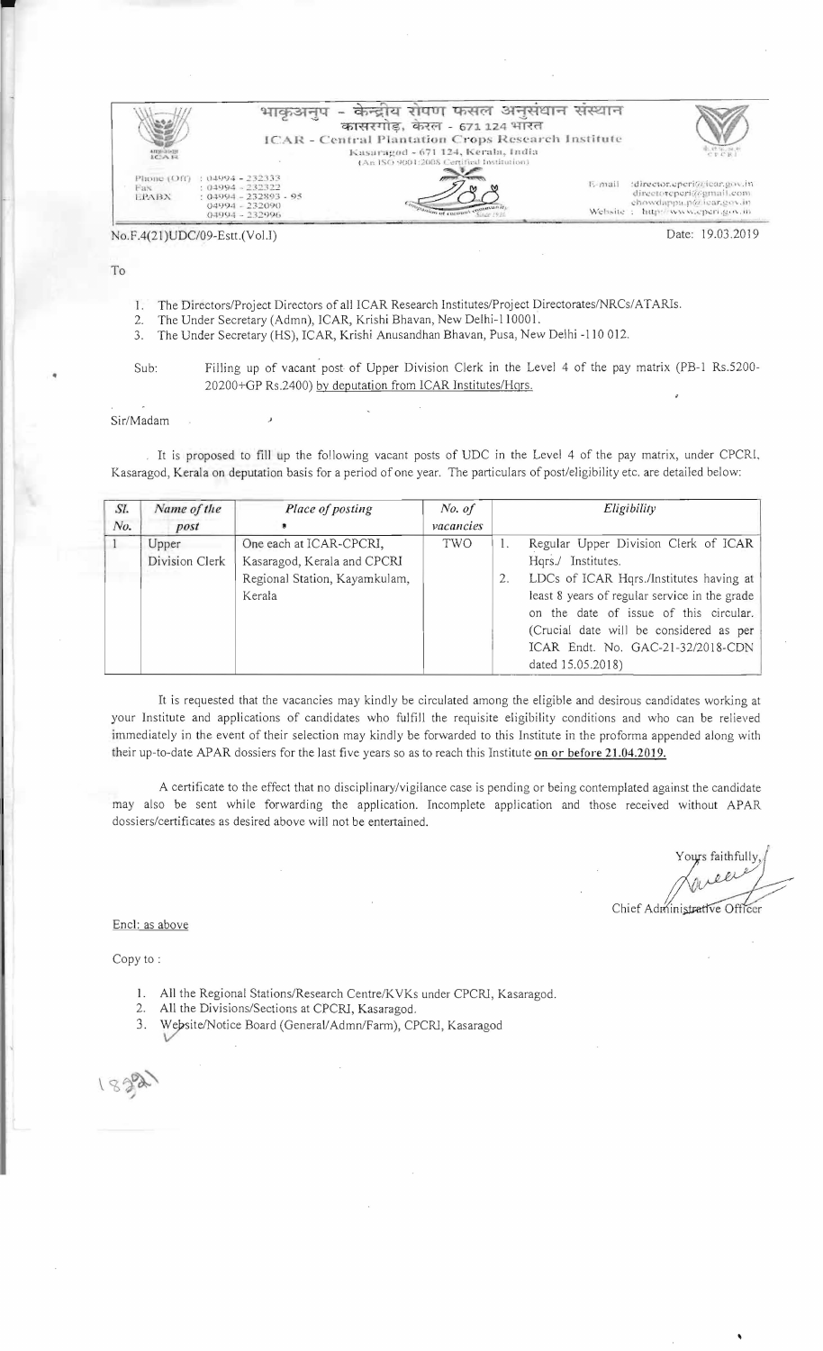भाकृअनुप - केन्द्रीय रोपण फसल अनुसंधान संस्थान
कासरगोड़, केरल - 671 124 भारत

**ICAR - Central Plantation Crops Research Institute**
Kasaragod - 671 124, Kerala, India
(An ISO 9001:2008 Certified Institution)

Phone (Off) : 04994 - 232333
Fax : 04994 - 232322
EPABX : 04994 - 232893 - 95
04994 - 232090
04994 - 232996

E-mail : director.cpcri@icar.gov.in
directorcpcri@gmail.com
chowdappa.p@icar.gov.in
Website : http://www.cpcri.gov.in

No.F.4(21)UDC/09-Estt.(Vol.I)

Date: 19.03.2019

To

1. The Directors/Project Directors of all ICAR Research Institutes/Project Directorates/NRCs/ATARIs.
2. The Under Secretary (Admn), ICAR, Krishi Bhavan, New Delhi-110001.
3. The Under Secretary (HS), ICAR, Krishi Anusandhan Bhavan, Pusa, New Delhi -110 012.

Sub: Filling up of vacant post of Upper Division Clerk in the Level 4 of the pay matrix (PB-1 Rs.5200-20200+GP Rs.2400) by deputation from ICAR Institutes/Hqrs.

Sir/Madam

It is proposed to fill up the following vacant posts of UDC in the Level 4 of the pay matrix, under CPCRI, Kasaragod, Kerala on deputation basis for a period of one year. The particulars of post/eligibility etc. are detailed below:

| Sl. No. | Name of the post | Place of posting | No. of vacancies | Eligibility |
|---|---|---|---|---|
| 1 | Upper Division Clerk | One each at ICAR-CPCRI, Kasaragod, Kerala and CPCRI Regional Station, Kayamkulam, Kerala | TWO | 1. Regular Upper Division Clerk of ICAR Hqrs./ Institutes. 2. LDCs of ICAR Hqrs./Institutes having at least 8 years of regular service in the grade on the date of issue of this circular. (Crucial date will be considered as per ICAR Endt. No. GAC-21-32/2018-CDN dated 15.05.2018) |

It is requested that the vacancies may kindly be circulated among the eligible and desirous candidates working at your Institute and applications of candidates who fulfill the requisite eligibility conditions and who can be relieved immediately in the event of their selection may kindly be forwarded to this Institute in the proforma appended along with their up-to-date APAR dossiers for the last five years so as to reach this Institute **on or before 21.04.2019.**

A certificate to the effect that no disciplinary/vigilance case is pending or being contemplated against the candidate may also be sent while forwarding the application. Incomplete application and those received without APAR dossiers/certificates as desired above will not be entertained.

Yours faithfully,

Chief Administrative Officer

Encl: as above

Copy to :

1. All the Regional Stations/Research Centre/KVKs under CPCRI, Kasaragod.
2. All the Divisions/Sections at CPCRI, Kasaragod.
3. Website/Notice Board (General/Admn/Farm), CPCRI, Kasaragod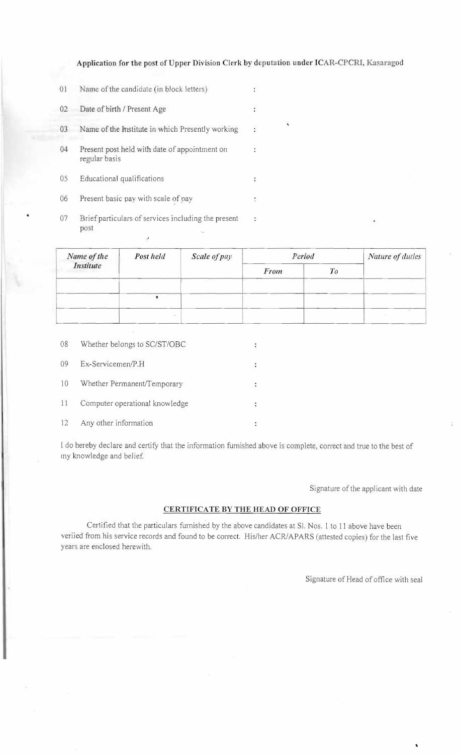**Application for the post of Upper Division Clerk by deputation under ICAR-CPCRI, Kasaragod**

| | | |
|---|---|---|
| 01 | Name of the candidate (in block letters) | : |
| 02 | Date of birth / Present Age | : |
| 03 | Name of the Institute in which Presently working | : |
| 04 | Present post held with date of appointment on regular basis | : |
| 05 | Educational qualifications | : |
| 06 | Present basic pay with scale of pay | : |
| 07 | Brief particulars of services including the present post | : |

| *Name of the Institute* | *Post held* | *Scale of pay* | *Period* | | *Nature of duties* |
|---|---|---|---|---|---|
| | | | *From* | *To* | |
| | | | | | |
| | | | | | |
| | | | | | |

| | | |
|---|---|---|
| 08 | Whether belongs to SC/ST/OBC | : |
| 09 | Ex-Servicemen/P.H | : |
| 10 | Whether Permanent/Temporary | : |
| 11 | Computer operational knowledge | : |
| 12 | Any other information | : |

I do hereby declare and certify that the information furnished above is complete, correct and true to the best of my knowledge and belief.

Signature of the applicant with date

**CERTIFICATE BY THE HEAD OF OFFICE**

Certified that the particulars furnished by the above candidates at Sl. Nos. 1 to 11 above have been veriied from his service records and found to be correct. His/her ACR/APARS (attested copies) for the last five years are enclosed herewith.

Signature of Head of office with seal